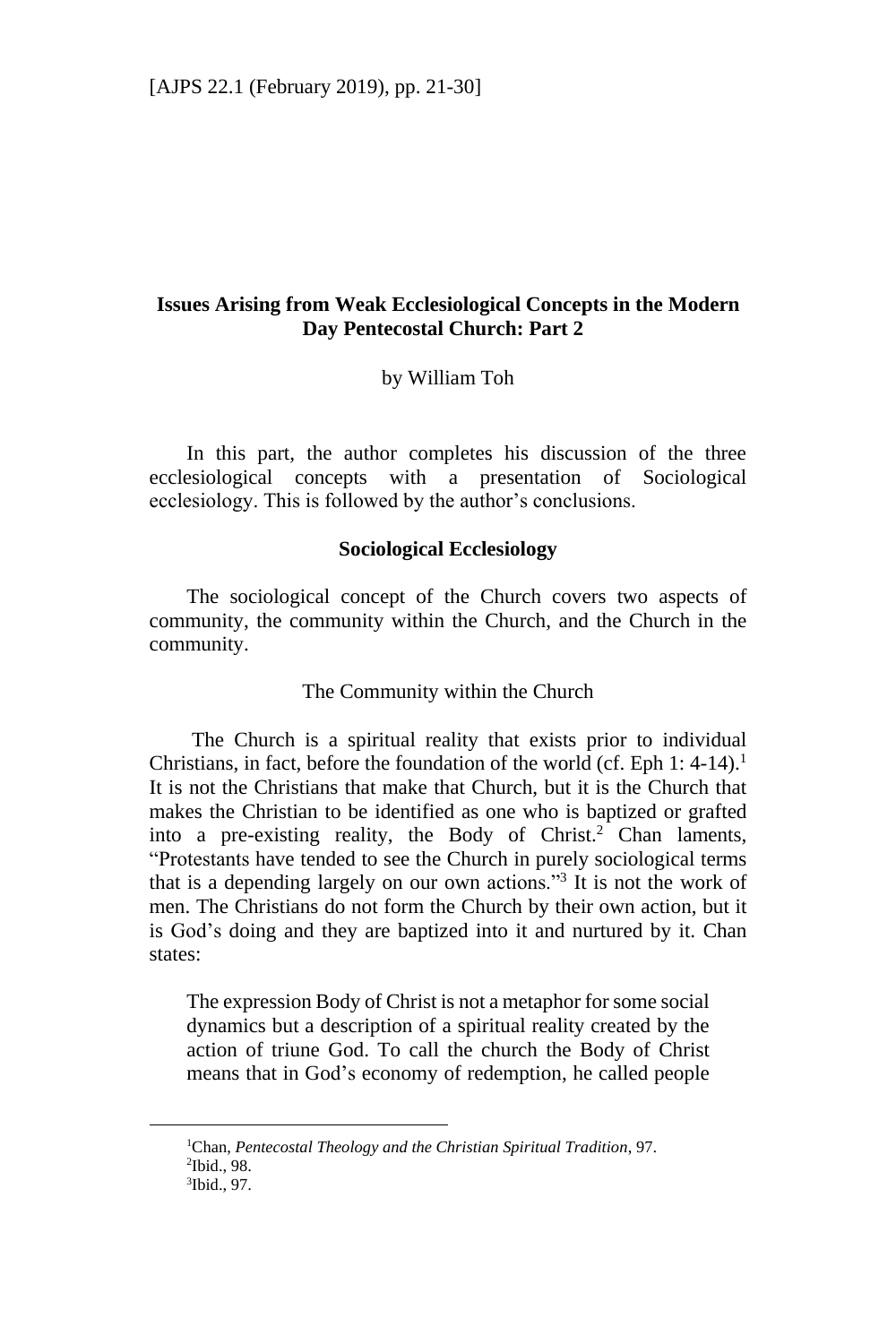# Issues Arising from Weak Ecclesiological Concepts in the Modern Day Pentecostal Church: Part 2

by William Toh

In this part, the author completes his discussion of the three ecclesiological concepts with a presentation of Sociological ecclesiology. This is followed by the author's conclusions.

## Sociological Ecclesiology

The sociological concept of the Church covers two aspects of community, the community within the Church, and the Church in the community.

### The Community within the Church

The Church is a spiritual reality that exists prior to individual Christians, in fact, before the foundation of the world (cf. Eph 1: 4-14).[1] It is not the Christians that make that Church, but it is the Church that makes the Christian to be identified as one who is baptized or grafted into a pre-existing reality, the Body of Christ.[2] Chan laments, "Protestants have tended to see the Church in purely sociological terms that is a depending largely on our own actions."[3] It is not the work of men. The Christians do not form the Church by their own action, but it is God's doing and they are baptized into it and nurtured by it. Chan states:

> The expression Body of Christ is not a metaphor for some social dynamics but a description of a spiritual reality created by the action of triune God. To call the church the Body of Christ means that in God's economy of redemption, he called people

[1]Chan, *Pentecostal Theology and the Christian Spiritual Tradition*, 97.
[2]Ibid., 98.
[3]Ibid., 97.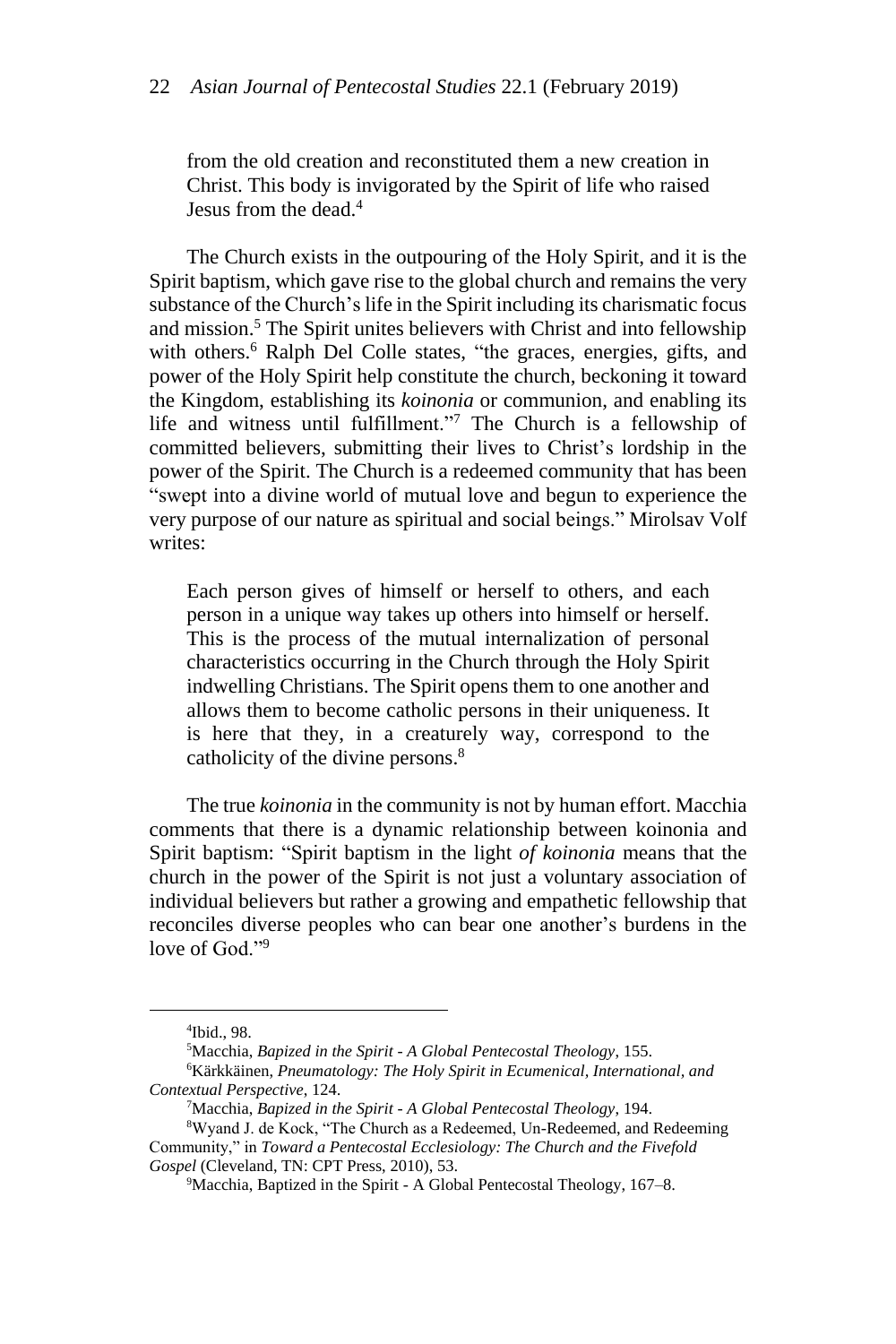> from the old creation and reconstituted them a new creation in Christ. This body is invigorated by the Spirit of life who raised Jesus from the dead.[4]

The Church exists in the outpouring of the Holy Spirit, and it is the Spirit baptism, which gave rise to the global church and remains the very substance of the Church's life in the Spirit including its charismatic focus and mission.[5] The Spirit unites believers with Christ and into fellowship with others.[6] Ralph Del Colle states, "the graces, energies, gifts, and power of the Holy Spirit help constitute the church, beckoning it toward the Kingdom, establishing its *koinonia* or communion, and enabling its life and witness until fulfillment."[7] The Church is a fellowship of committed believers, submitting their lives to Christ's lordship in the power of the Spirit. The Church is a redeemed community that has been "swept into a divine world of mutual love and begun to experience the very purpose of our nature as spiritual and social beings." Mirolsav Volf writes:

> Each person gives of himself or herself to others, and each person in a unique way takes up others into himself or herself. This is the process of the mutual internalization of personal characteristics occurring in the Church through the Holy Spirit indwelling Christians. The Spirit opens them to one another and allows them to become catholic persons in their uniqueness. It is here that they, in a creaturely way, correspond to the catholicity of the divine persons.[8]

The true *koinonia* in the community is not by human effort. Macchia comments that there is a dynamic relationship between koinonia and Spirit baptism: "Spirit baptism in the light *of koinonia* means that the church in the power of the Spirit is not just a voluntary association of individual believers but rather a growing and empathetic fellowship that reconciles diverse peoples who can bear one another's burdens in the love of God."[9]

---

[4]Ibid., 98.

[5]Macchia, *Bapized in the Spirit - A Global Pentecostal Theology*, 155.

[6]Kärkkäinen, *Pneumatology: The Holy Spirit in Ecumenical, International, and Contextual Perspective*, 124.

[7]Macchia, *Bapized in the Spirit - A Global Pentecostal Theology*, 194.

[8]Wyand J. de Kock, "The Church as a Redeemed, Un-Redeemed, and Redeeming Community," in *Toward a Pentecostal Ecclesiology: The Church and the Fivefold Gospel* (Cleveland, TN: CPT Press, 2010), 53.

[9]Macchia, Baptized in the Spirit - A Global Pentecostal Theology, 167–8.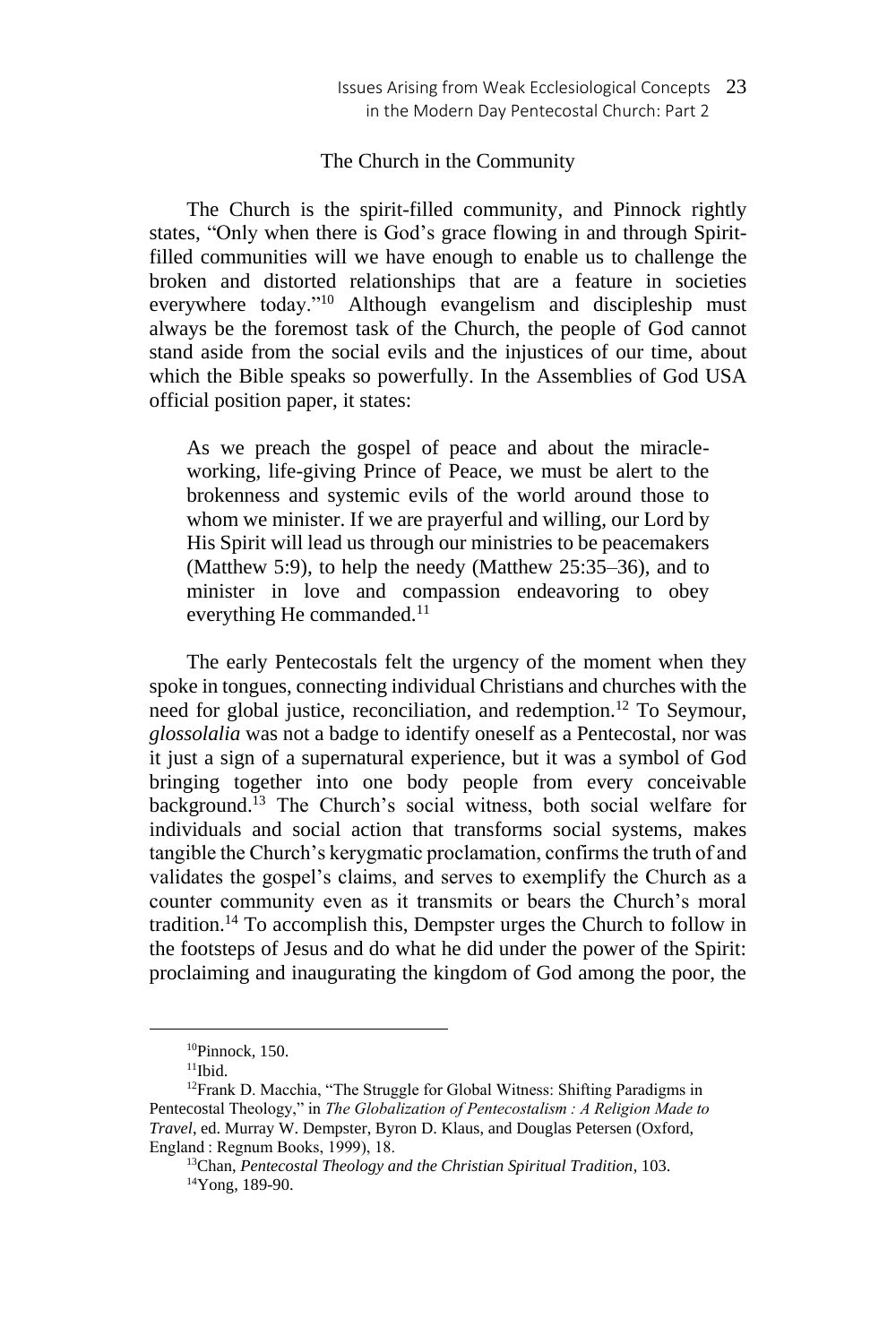## The Church in the Community

The Church is the spirit-filled community, and Pinnock rightly states, "Only when there is God's grace flowing in and through Spirit-filled communities will we have enough to enable us to challenge the broken and distorted relationships that are a feature in societies everywhere today."[10] Although evangelism and discipleship must always be the foremost task of the Church, the people of God cannot stand aside from the social evils and the injustices of our time, about which the Bible speaks so powerfully. In the Assemblies of God USA official position paper, it states:

> As we preach the gospel of peace and about the miracle-working, life-giving Prince of Peace, we must be alert to the brokenness and systemic evils of the world around those to whom we minister. If we are prayerful and willing, our Lord by His Spirit will lead us through our ministries to be peacemakers (Matthew 5:9), to help the needy (Matthew 25:35–36), and to minister in love and compassion endeavoring to obey everything He commanded.[11]

The early Pentecostals felt the urgency of the moment when they spoke in tongues, connecting individual Christians and churches with the need for global justice, reconciliation, and redemption.[12] To Seymour, *glossolalia* was not a badge to identify oneself as a Pentecostal, nor was it just a sign of a supernatural experience, but it was a symbol of God bringing together into one body people from every conceivable background.[13] The Church's social witness, both social welfare for individuals and social action that transforms social systems, makes tangible the Church's kerygmatic proclamation, confirms the truth of and validates the gospel's claims, and serves to exemplify the Church as a counter community even as it transmits or bears the Church's moral tradition.[14] To accomplish this, Dempster urges the Church to follow in the footsteps of Jesus and do what he did under the power of the Spirit: proclaiming and inaugurating the kingdom of God among the poor, the

---

[10]Pinnock, 150.

[11]Ibid.

[12]Frank D. Macchia, "The Struggle for Global Witness: Shifting Paradigms in Pentecostal Theology," in *The Globalization of Pentecostalism : A Religion Made to Travel*, ed. Murray W. Dempster, Byron D. Klaus, and Douglas Petersen (Oxford, England : Regnum Books, 1999), 18.

[13]Chan, *Pentecostal Theology and the Christian Spiritual Tradition*, 103.

[14]Yong, 189-90.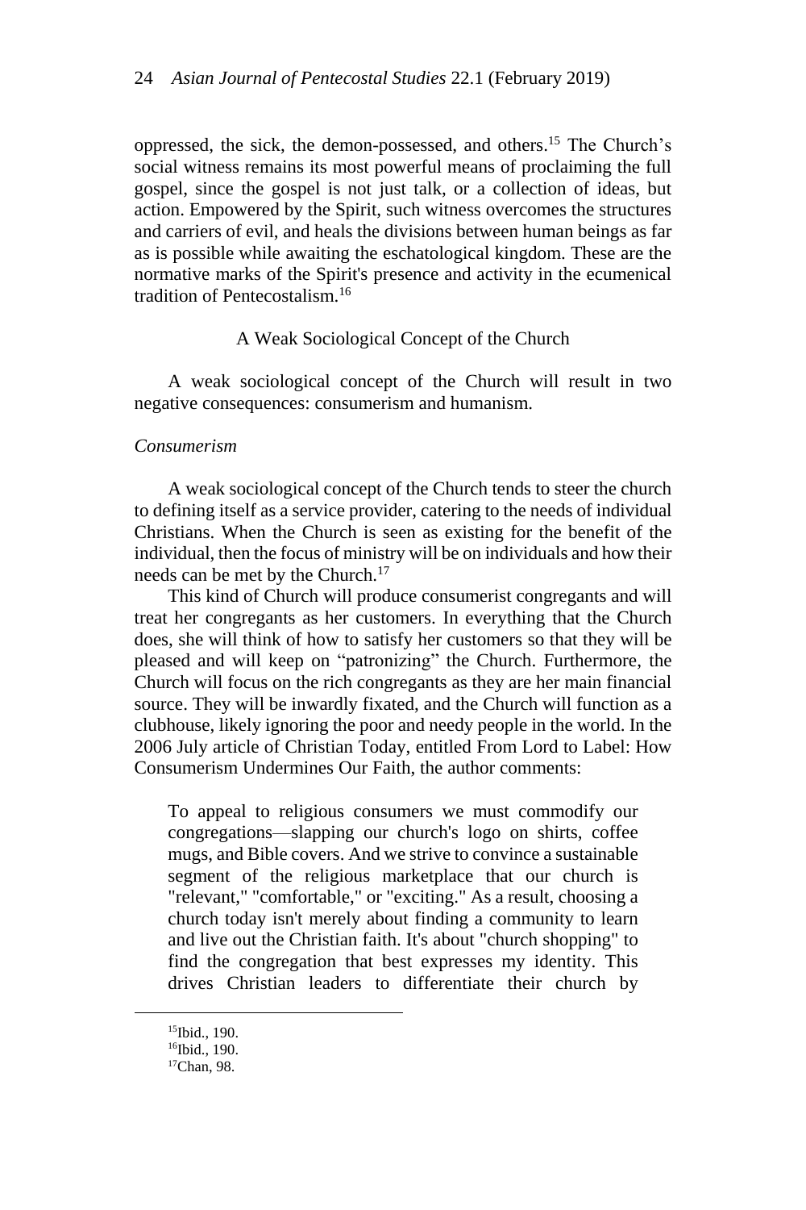oppressed, the sick, the demon-possessed, and others.[15] The Church's social witness remains its most powerful means of proclaiming the full gospel, since the gospel is not just talk, or a collection of ideas, but action. Empowered by the Spirit, such witness overcomes the structures and carriers of evil, and heals the divisions between human beings as far as is possible while awaiting the eschatological kingdom. These are the normative marks of the Spirit's presence and activity in the ecumenical tradition of Pentecostalism.[16]

## A Weak Sociological Concept of the Church

A weak sociological concept of the Church will result in two negative consequences: consumerism and humanism.

### *Consumerism*

A weak sociological concept of the Church tends to steer the church to defining itself as a service provider, catering to the needs of individual Christians. When the Church is seen as existing for the benefit of the individual, then the focus of ministry will be on individuals and how their needs can be met by the Church.[17]

This kind of Church will produce consumerist congregants and will treat her congregants as her customers. In everything that the Church does, she will think of how to satisfy her customers so that they will be pleased and will keep on "patronizing" the Church. Furthermore, the Church will focus on the rich congregants as they are her main financial source. They will be inwardly fixated, and the Church will function as a clubhouse, likely ignoring the poor and needy people in the world. In the 2006 July article of Christian Today, entitled From Lord to Label: How Consumerism Undermines Our Faith, the author comments:

> To appeal to religious consumers we must commodify our congregations—slapping our church's logo on shirts, coffee mugs, and Bible covers. And we strive to convince a sustainable segment of the religious marketplace that our church is "relevant," "comfortable," or "exciting." As a result, choosing a church today isn't merely about finding a community to learn and live out the Christian faith. It's about "church shopping" to find the congregation that best expresses my identity. This drives Christian leaders to differentiate their church by

---

[15]Ibid., 190.
[16]Ibid., 190.
[17]Chan, 98.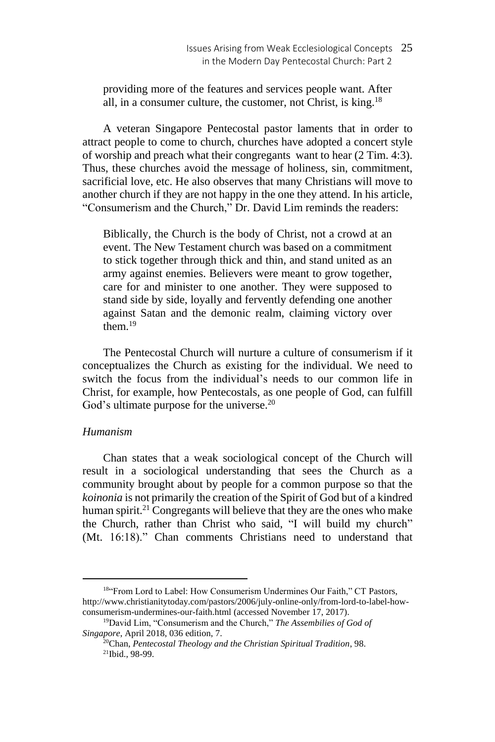providing more of the features and services people want. After all, in a consumer culture, the customer, not Christ, is king.[18]

A veteran Singapore Pentecostal pastor laments that in order to attract people to come to church, churches have adopted a concert style of worship and preach what their congregants want to hear (2 Tim. 4:3). Thus, these churches avoid the message of holiness, sin, commitment, sacrificial love, etc. He also observes that many Christians will move to another church if they are not happy in the one they attend. In his article, "Consumerism and the Church," Dr. David Lim reminds the readers:

> Biblically, the Church is the body of Christ, not a crowd at an event. The New Testament church was based on a commitment to stick together through thick and thin, and stand united as an army against enemies. Believers were meant to grow together, care for and minister to one another. They were supposed to stand side by side, loyally and fervently defending one another against Satan and the demonic realm, claiming victory over them.[19]

The Pentecostal Church will nurture a culture of consumerism if it conceptualizes the Church as existing for the individual. We need to switch the focus from the individual's needs to our common life in Christ, for example, how Pentecostals, as one people of God, can fulfill God's ultimate purpose for the universe.[20]

*Humanism*

Chan states that a weak sociological concept of the Church will result in a sociological understanding that sees the Church as a community brought about by people for a common purpose so that the *koinonia* is not primarily the creation of the Spirit of God but of a kindred human spirit.[21] Congregants will believe that they are the ones who make the Church, rather than Christ who said, "I will build my church" (Mt. 16:18)." Chan comments Christians need to understand that

---

[18] "From Lord to Label: How Consumerism Undermines Our Faith," CT Pastors, http://www.christianitytoday.com/pastors/2006/july-online-only/from-lord-to-label-how-consumerism-undermines-our-faith.html (accessed November 17, 2017).

[19] David Lim, "Consumerism and the Church," *The Assemblies of God of Singapore*, April 2018, 036 edition, 7.

[20] Chan, *Pentecostal Theology and the Christian Spiritual Tradition*, 98.

[21] Ibid., 98-99.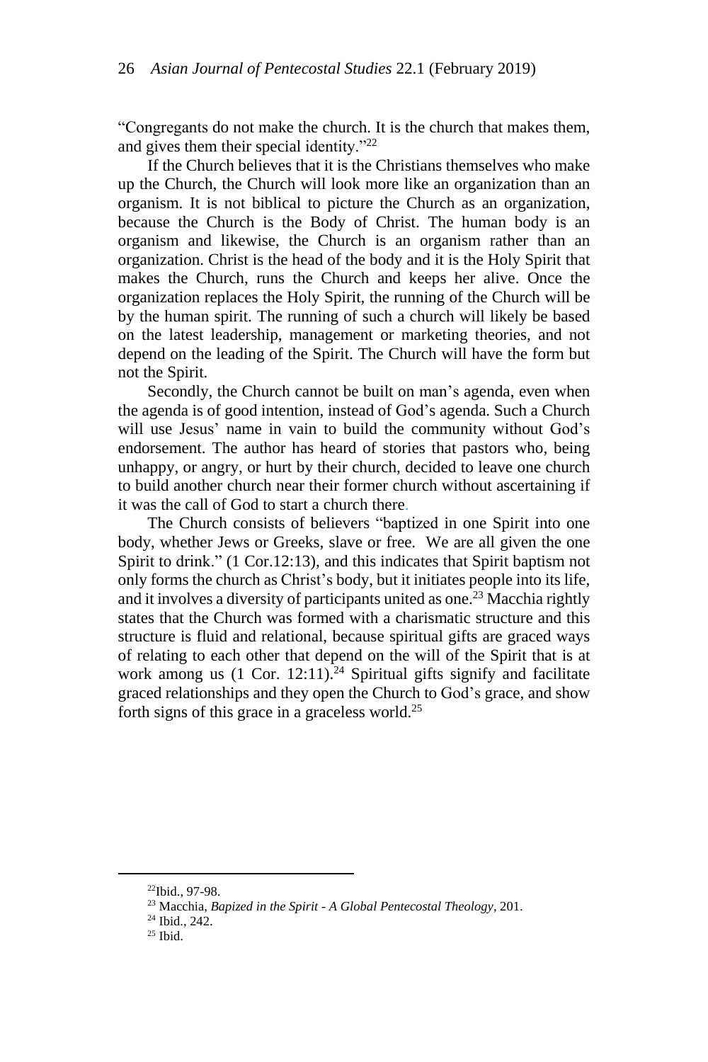"Congregants do not make the church. It is the church that makes them, and gives them their special identity."[22]

If the Church believes that it is the Christians themselves who make up the Church, the Church will look more like an organization than an organism. It is not biblical to picture the Church as an organization, because the Church is the Body of Christ. The human body is an organism and likewise, the Church is an organism rather than an organization. Christ is the head of the body and it is the Holy Spirit that makes the Church, runs the Church and keeps her alive. Once the organization replaces the Holy Spirit, the running of the Church will be by the human spirit. The running of such a church will likely be based on the latest leadership, management or marketing theories, and not depend on the leading of the Spirit. The Church will have the form but not the Spirit.

Secondly, the Church cannot be built on man's agenda, even when the agenda is of good intention, instead of God's agenda. Such a Church will use Jesus' name in vain to build the community without God's endorsement. The author has heard of stories that pastors who, being unhappy, or angry, or hurt by their church, decided to leave one church to build another church near their former church without ascertaining if it was the call of God to start a church there.

The Church consists of believers "baptized in one Spirit into one body, whether Jews or Greeks, slave or free. We are all given the one Spirit to drink." (1 Cor.12:13), and this indicates that Spirit baptism not only forms the church as Christ's body, but it initiates people into its life, and it involves a diversity of participants united as one.[23] Macchia rightly states that the Church was formed with a charismatic structure and this structure is fluid and relational, because spiritual gifts are graced ways of relating to each other that depend on the will of the Spirit that is at work among us (1 Cor. 12:11).[24] Spiritual gifts signify and facilitate graced relationships and they open the Church to God's grace, and show forth signs of this grace in a graceless world.[25]

---

[22] Ibid., 97-98.

[23] Macchia, *Bapized in the Spirit - A Global Pentecostal Theology*, 201.

[24] Ibid., 242.

[25] Ibid.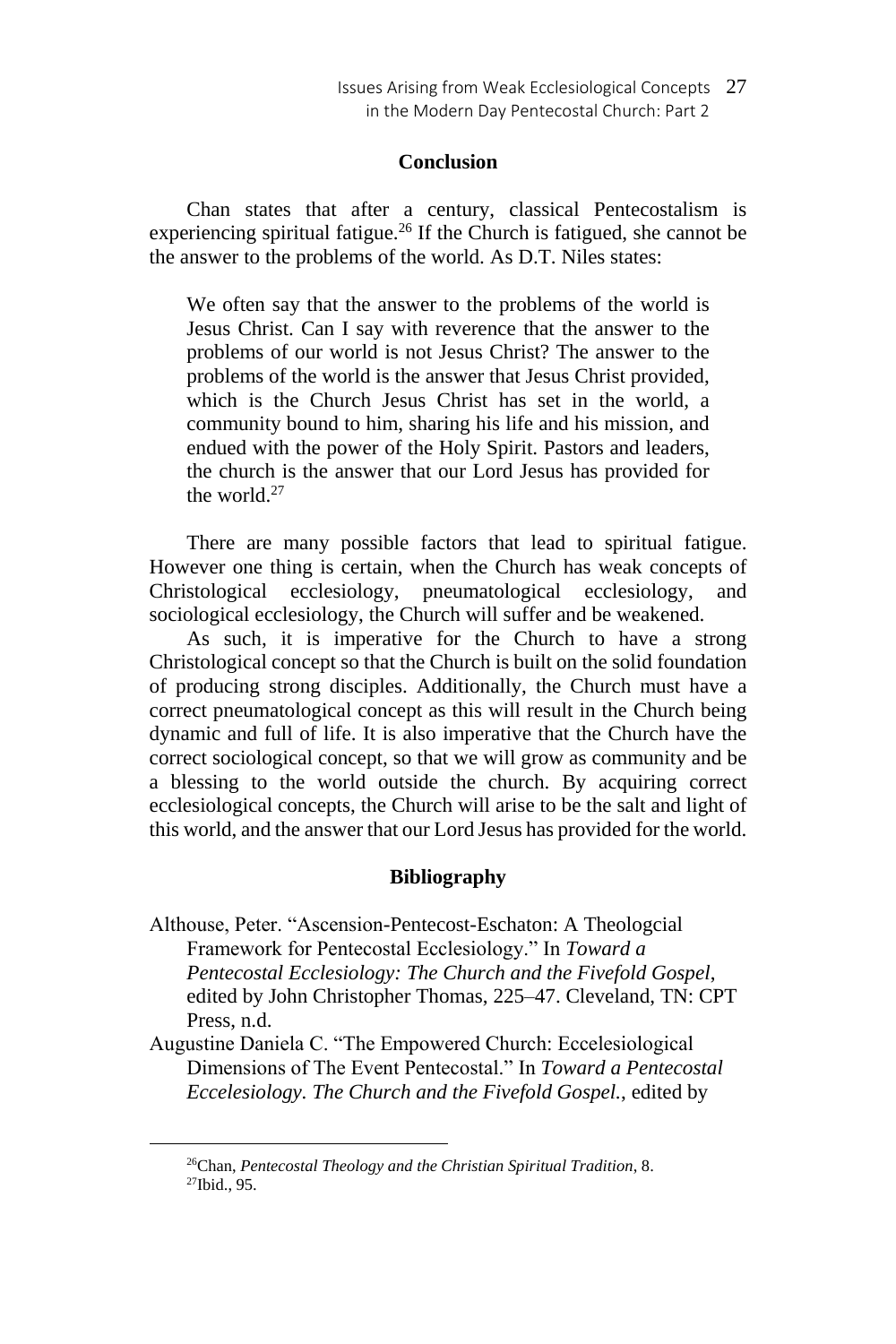## Conclusion

Chan states that after a century, classical Pentecostalism is experiencing spiritual fatigue.[26] If the Church is fatigued, she cannot be the answer to the problems of the world. As D.T. Niles states:

> We often say that the answer to the problems of the world is Jesus Christ. Can I say with reverence that the answer to the problems of our world is not Jesus Christ? The answer to the problems of the world is the answer that Jesus Christ provided, which is the Church Jesus Christ has set in the world, a community bound to him, sharing his life and his mission, and endued with the power of the Holy Spirit. Pastors and leaders, the church is the answer that our Lord Jesus has provided for the world.[27]

There are many possible factors that lead to spiritual fatigue. However one thing is certain, when the Church has weak concepts of Christological ecclesiology, pneumatological ecclesiology, and sociological ecclesiology, the Church will suffer and be weakened.

As such, it is imperative for the Church to have a strong Christological concept so that the Church is built on the solid foundation of producing strong disciples. Additionally, the Church must have a correct pneumatological concept as this will result in the Church being dynamic and full of life. It is also imperative that the Church have the correct sociological concept, so that we will grow as community and be a blessing to the world outside the church. By acquiring correct ecclesiological concepts, the Church will arise to be the salt and light of this world, and the answer that our Lord Jesus has provided for the world.

## Bibliography

Althouse, Peter. "Ascension-Pentecost-Eschaton: A Theologcial Framework for Pentecostal Ecclesiology." In *Toward a Pentecostal Ecclesiology: The Church and the Fivefold Gospel*, edited by John Christopher Thomas, 225–47. Cleveland, TN: CPT Press, n.d.

Augustine Daniela C. "The Empowered Church: Eccelesiological Dimensions of The Event Pentecostal." In *Toward a Pentecostal Eccelesiology. The Church and the Fivefold Gospel.*, edited by

---

[26] Chan, *Pentecostal Theology and the Christian Spiritual Tradition*, 8.

[27] Ibid., 95.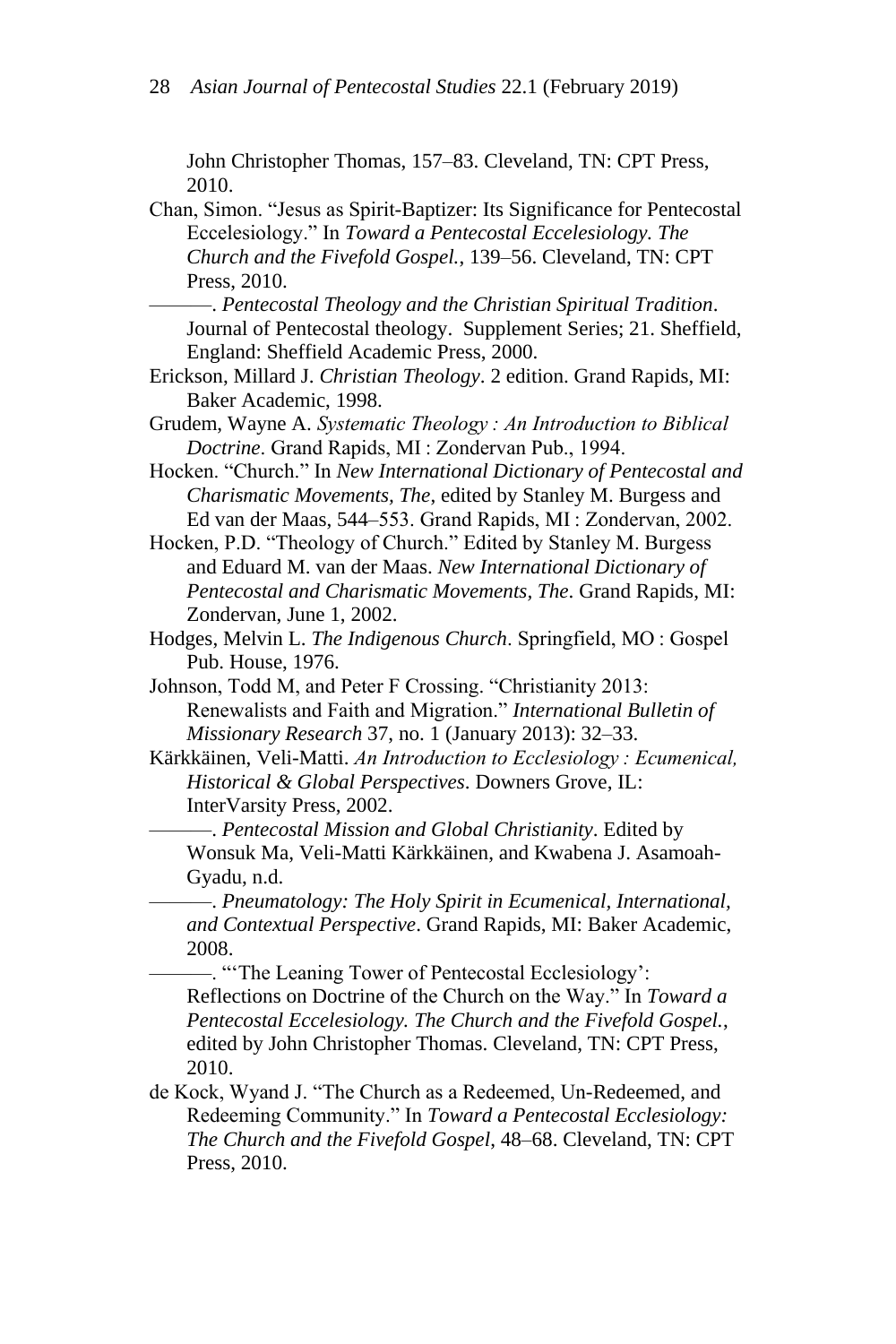John Christopher Thomas, 157–83. Cleveland, TN: CPT Press, 2010.

Chan, Simon. "Jesus as Spirit-Baptizer: Its Significance for Pentecostal Eccelesiology." In *Toward a Pentecostal Eccelesiology. The Church and the Fivefold Gospel.*, 139–56. Cleveland, TN: CPT Press, 2010.

———. *Pentecostal Theology and the Christian Spiritual Tradition*. Journal of Pentecostal theology. Supplement Series; 21. Sheffield, England: Sheffield Academic Press, 2000.

Erickson, Millard J. *Christian Theology*. 2 edition. Grand Rapids, MI: Baker Academic, 1998.

Grudem, Wayne A. *Systematic Theology : An Introduction to Biblical Doctrine*. Grand Rapids, MI : Zondervan Pub., 1994.

Hocken. "Church." In *New International Dictionary of Pentecostal and Charismatic Movements, The*, edited by Stanley M. Burgess and Ed van der Maas, 544–553. Grand Rapids, MI : Zondervan, 2002.

Hocken, P.D. "Theology of Church." Edited by Stanley M. Burgess and Eduard M. van der Maas. *New International Dictionary of Pentecostal and Charismatic Movements, The*. Grand Rapids, MI: Zondervan, June 1, 2002.

Hodges, Melvin L. *The Indigenous Church*. Springfield, MO : Gospel Pub. House, 1976.

Johnson, Todd M, and Peter F Crossing. "Christianity 2013: Renewalists and Faith and Migration." *International Bulletin of Missionary Research* 37, no. 1 (January 2013): 32–33.

Kärkkäinen, Veli-Matti. *An Introduction to Ecclesiology : Ecumenical, Historical & Global Perspectives*. Downers Grove, IL: InterVarsity Press, 2002.

———. *Pentecostal Mission and Global Christianity*. Edited by Wonsuk Ma, Veli-Matti Kärkkäinen, and Kwabena J. Asamoah-Gyadu, n.d.

———. *Pneumatology: The Holy Spirit in Ecumenical, International, and Contextual Perspective*. Grand Rapids, MI: Baker Academic, 2008.

———. "'The Leaning Tower of Pentecostal Ecclesiology': Reflections on Doctrine of the Church on the Way." In *Toward a Pentecostal Eccelesiology. The Church and the Fivefold Gospel.*, edited by John Christopher Thomas. Cleveland, TN: CPT Press, 2010.

de Kock, Wyand J. "The Church as a Redeemed, Un-Redeemed, and Redeeming Community." In *Toward a Pentecostal Ecclesiology: The Church and the Fivefold Gospel*, 48–68. Cleveland, TN: CPT Press, 2010.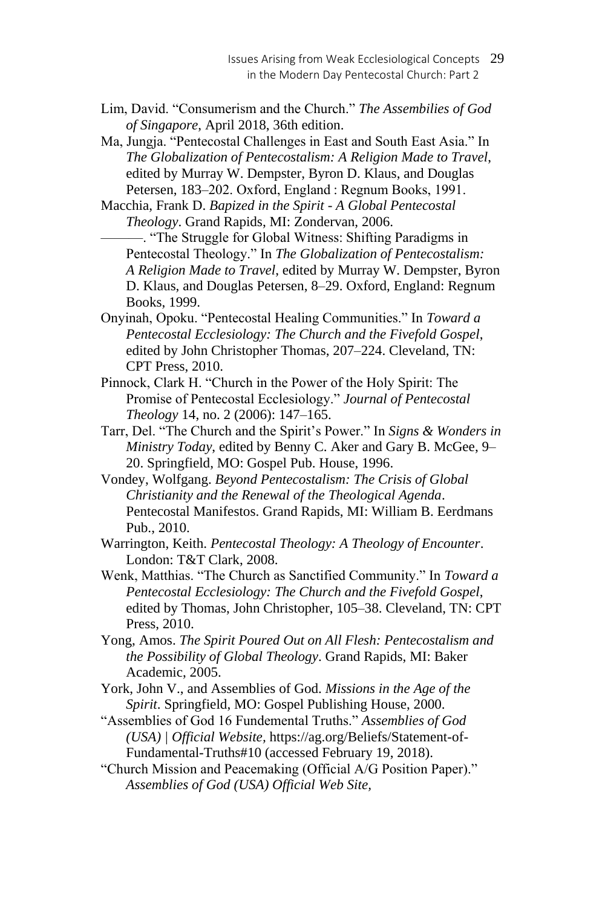Lim, David. "Consumerism and the Church." *The Assembilies of God of Singapore*, April 2018, 36th edition.

Ma, Jungja. "Pentecostal Challenges in East and South East Asia." In *The Globalization of Pentecostalism: A Religion Made to Travel*, edited by Murray W. Dempster, Byron D. Klaus, and Douglas Petersen, 183–202. Oxford, England : Regnum Books, 1991.

Macchia, Frank D. *Bapized in the Spirit - A Global Pentecostal Theology*. Grand Rapids, MI: Zondervan, 2006.

———. "The Struggle for Global Witness: Shifting Paradigms in Pentecostal Theology." In *The Globalization of Pentecostalism: A Religion Made to Travel*, edited by Murray W. Dempster, Byron D. Klaus, and Douglas Petersen, 8–29. Oxford, England: Regnum Books, 1999.

Onyinah, Opoku. "Pentecostal Healing Communities." In *Toward a Pentecostal Ecclesiology: The Church and the Fivefold Gospel*, edited by John Christopher Thomas, 207–224. Cleveland, TN: CPT Press, 2010.

Pinnock, Clark H. "Church in the Power of the Holy Spirit: The Promise of Pentecostal Ecclesiology." *Journal of Pentecostal Theology* 14, no. 2 (2006): 147–165.

Tarr, Del. "The Church and the Spirit's Power." In *Signs & Wonders in Ministry Today*, edited by Benny C. Aker and Gary B. McGee, 9–20. Springfield, MO: Gospel Pub. House, 1996.

Vondey, Wolfgang. *Beyond Pentecostalism: The Crisis of Global Christianity and the Renewal of the Theological Agenda*. Pentecostal Manifestos. Grand Rapids, MI: William B. Eerdmans Pub., 2010.

Warrington, Keith. *Pentecostal Theology: A Theology of Encounter*. London: T&T Clark, 2008.

Wenk, Matthias. "The Church as Sanctified Community." In *Toward a Pentecostal Ecclesiology: The Church and the Fivefold Gospel*, edited by Thomas, John Christopher, 105–38. Cleveland, TN: CPT Press, 2010.

Yong, Amos. *The Spirit Poured Out on All Flesh: Pentecostalism and the Possibility of Global Theology*. Grand Rapids, MI: Baker Academic, 2005.

York, John V., and Assemblies of God. *Missions in the Age of the Spirit*. Springfield, MO: Gospel Publishing House, 2000.

"Assemblies of God 16 Fundemental Truths." *Assemblies of God (USA) | Official Website*, https://ag.org/Beliefs/Statement-of-Fundamental-Truths#10 (accessed February 19, 2018).

"Church Mission and Peacemaking (Official A/G Position Paper)." *Assemblies of God (USA) Official Web Site*,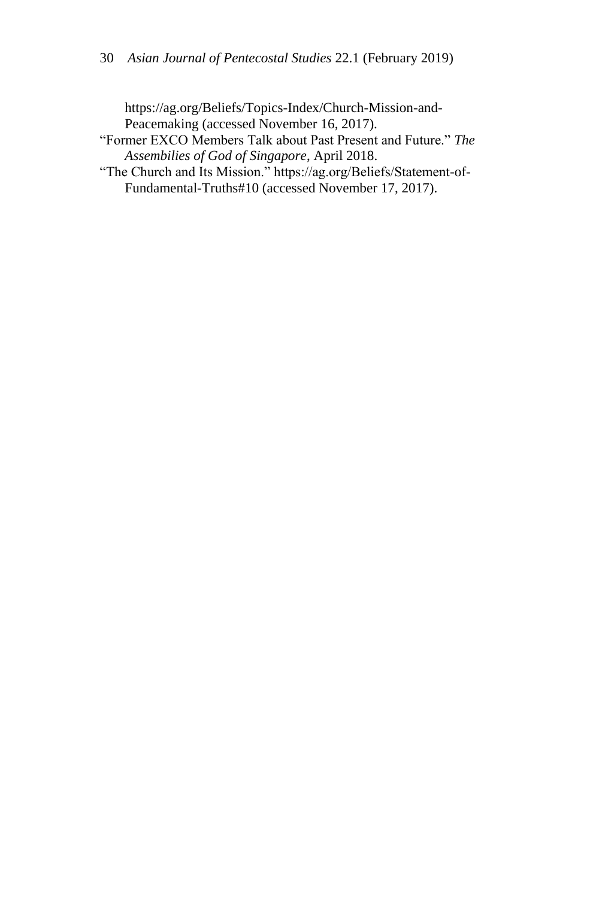https://ag.org/Beliefs/Topics-Index/Church-Mission-and-Peacemaking (accessed November 16, 2017).

"Former EXCO Members Talk about Past Present and Future." *The Assembilies of God of Singapore*, April 2018.

"The Church and Its Mission." https://ag.org/Beliefs/Statement-of-Fundamental-Truths#10 (accessed November 17, 2017).